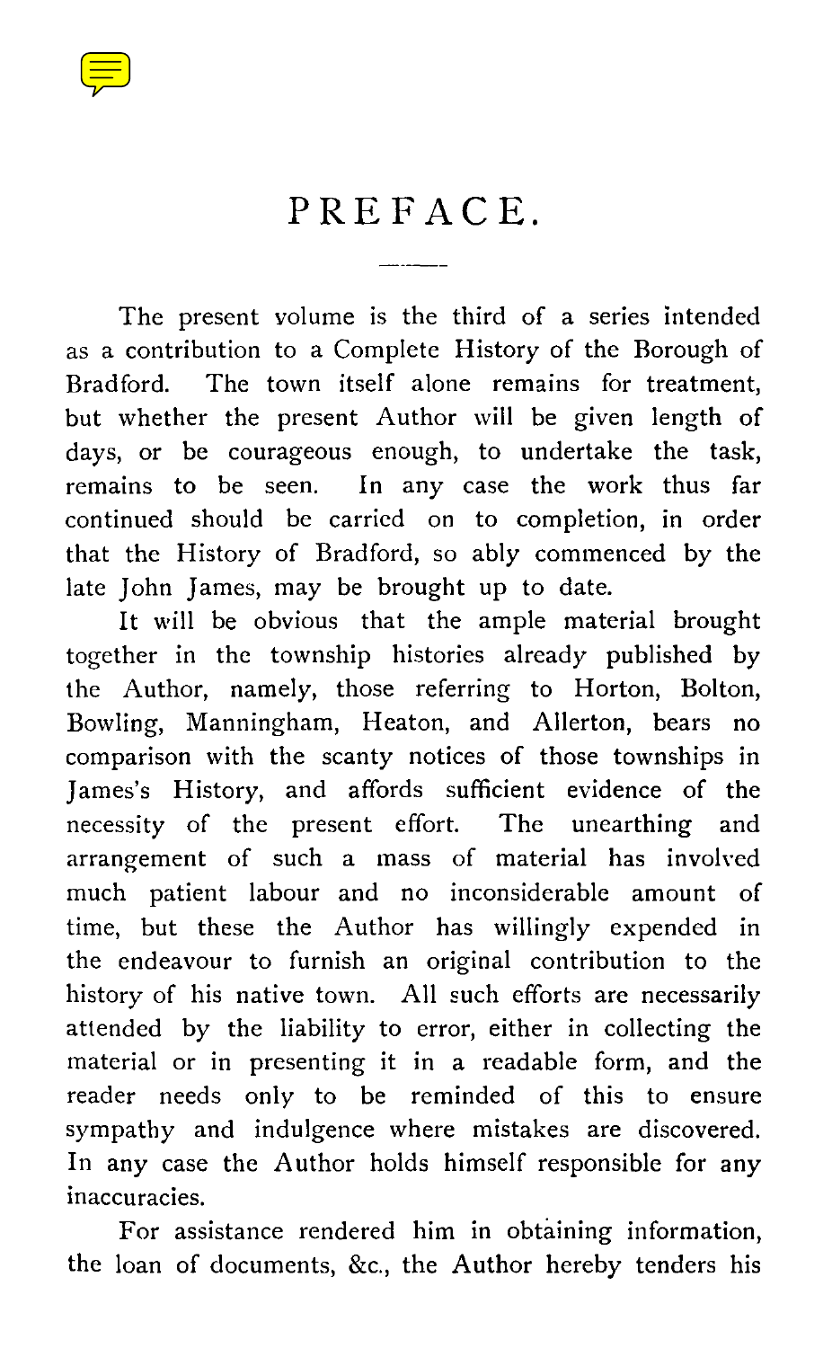# PREFACE.

The present volume is the third of a series intended as a contribution to a Complete History of the Borough of Bradford. The town itself alone remains for treatment, but whether the present Author will be given length of days, or be courageous enough, to undertake the task, remains to be seen. In any case the work thus far continued should be carried on to completion, in order that the History of Bradford, so ably commenced by the late John James, may be brought up to date.

It will be obvious that the ample material brought together in the township histories already published by the Author, namely, those referring to Horton, Bolton, Bowling, Manningham, Heaton, and Allerton, bears no comparison with the scanty notices of those townships in James's History, and affords sufficient evidence of the necessity of the present effort. The unearthing and arrangement of such a mass of material has involved much patient labour and no inconsiderable amount of time, but these the Author has willingly expended in the endeavour to furnish an original contribution to the history of his native town. All such efforts are necessarily attended by the liability to error, either in collecting the material or in presenting it in a readable form, and the reader needs only to be reminded of this to ensure sympathy and indulgence where mistakes are discovered. In any case the Author holds himself responsible for any inaccuracies.

For assistance rendered him in obtaining information, the loan of documents, &c., the Author hereby tenders his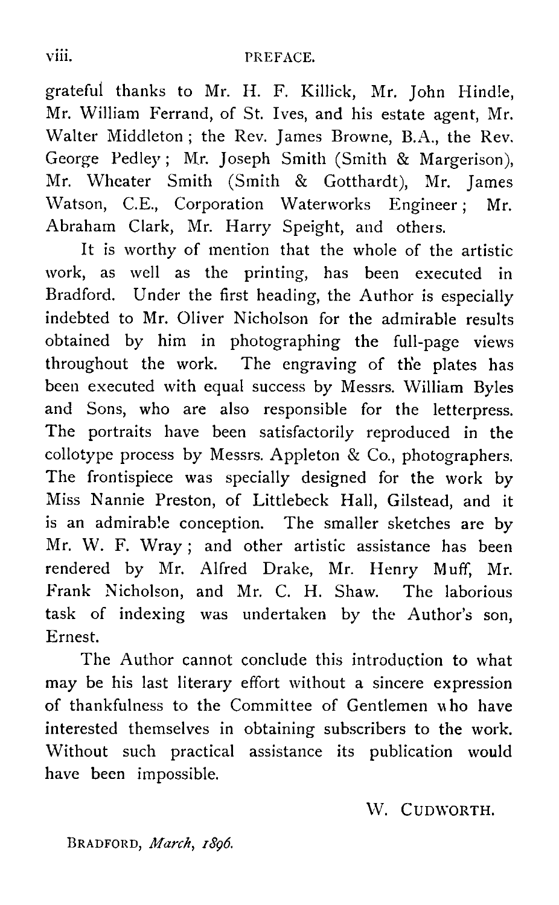grateful thanks to Mr. H. F. Killick, Mr. John Hindle, Mr. William Ferrand, of St. Ives, and his estate agent, Mr. Walter Middleton; the Rev. James Browne, B.A., the Rev. George Pedley; Mr. Joseph Smith (Smith & Margerison), Mr. Wheater Smith (Smith & Gotthardt), Mr. James Watson, C.E., Corporation Waterworks Engineer; Mr. Abraham Clark, Mr. Harry Speight, and others.

It is worthy of mention that the whole of the artistic work, as well as the printing, has been executed in Bradford. Under the first heading, the Author is especially indebted to Mr. Oliver Nicholson for the admirable results obtained by him in photographing the full-page views throughout the work. The engraving of the plates has been executed with equal success by Messrs. William Byles and Sons, who are also responsible for the letterpress. The portraits have been satisfactorily reproduced in the collotype process by Messrs. Appleton & Co., photographers. The frontispiece was specially designed for the work by Miss Nannie Preston, of Littlebeck Hall, Gilstead, and it is an admirable conception. The smaller sketches are by Mr. W. F. Wray; and other artistic assistance has been rendered by Mr. Alfred Drake, Mr. Henry Muff, Mr. Frank Nicholson, and Mr. C. H. Shaw. The laborious task of indexing was undertaken by the Author's son, Ernest.

The Author cannot conclude this introduction to what may be his last literary effort without a sincere expression of thankfulness to the Committee of Gentlemen who have interested themselves in obtaining subscribers to the work. Without such practical assistance its publication would have been impossible.

W. CUDWORTH.

BRADFORD, *March, 1896.*